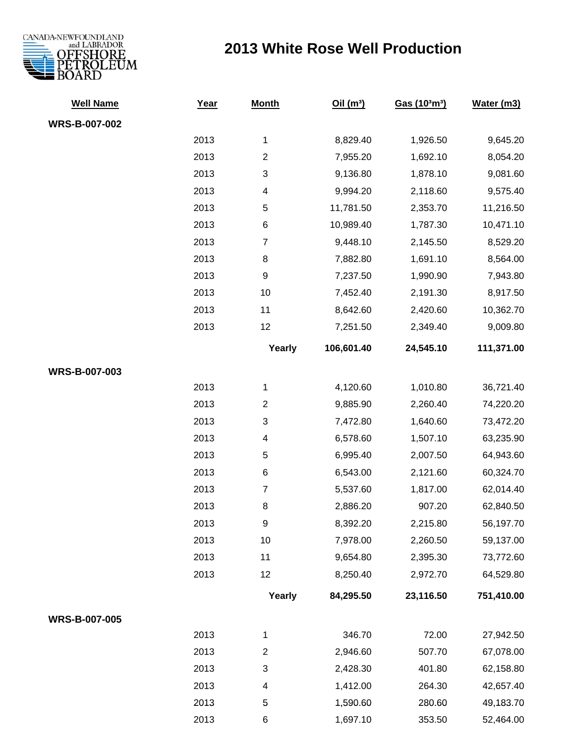CANADA-NEWFOUNDLAND and LABRADOR OFFSHORE PETROLEUM BOARD

# 2013 White Rose Well Production

| Well Name | Year | Month | Oil ($m^3$) | Gas ($10^3m^3$) | Water (m3) |
|---|---|---|---|---|---|
| **WRS-B-007-002** | | | | | |
| | 2013 | 1 | 8,829.40 | 1,926.50 | 9,645.20 |
| | 2013 | 2 | 7,955.20 | 1,692.10 | 8,054.20 |
| | 2013 | 3 | 9,136.80 | 1,878.10 | 9,081.60 |
| | 2013 | 4 | 9,994.20 | 2,118.60 | 9,575.40 |
| | 2013 | 5 | 11,781.50 | 2,353.70 | 11,216.50 |
| | 2013 | 6 | 10,989.40 | 1,787.30 | 10,471.10 |
| | 2013 | 7 | 9,448.10 | 2,145.50 | 8,529.20 |
| | 2013 | 8 | 7,882.80 | 1,691.10 | 8,564.00 |
| | 2013 | 9 | 7,237.50 | 1,990.90 | 7,943.80 |
| | 2013 | 10 | 7,452.40 | 2,191.30 | 8,917.50 |
| | 2013 | 11 | 8,642.60 | 2,420.60 | 10,362.70 |
| | 2013 | 12 | 7,251.50 | 2,349.40 | 9,009.80 |
| | | **Yearly** | **106,601.40** | **24,545.10** | **111,371.00** |
| **WRS-B-007-003** | | | | | |
| | 2013 | 1 | 4,120.60 | 1,010.80 | 36,721.40 |
| | 2013 | 2 | 9,885.90 | 2,260.40 | 74,220.20 |
| | 2013 | 3 | 7,472.80 | 1,640.60 | 73,472.20 |
| | 2013 | 4 | 6,578.60 | 1,507.10 | 63,235.90 |
| | 2013 | 5 | 6,995.40 | 2,007.50 | 64,943.60 |
| | 2013 | 6 | 6,543.00 | 2,121.60 | 60,324.70 |
| | 2013 | 7 | 5,537.60 | 1,817.00 | 62,014.40 |
| | 2013 | 8 | 2,886.20 | 907.20 | 62,840.50 |
| | 2013 | 9 | 8,392.20 | 2,215.80 | 56,197.70 |
| | 2013 | 10 | 7,978.00 | 2,260.50 | 59,137.00 |
| | 2013 | 11 | 9,654.80 | 2,395.30 | 73,772.60 |
| | 2013 | 12 | 8,250.40 | 2,972.70 | 64,529.80 |
| | | **Yearly** | **84,295.50** | **23,116.50** | **751,410.00** |
| **WRS-B-007-005** | | | | | |
| | 2013 | 1 | 346.70 | 72.00 | 27,942.50 |
| | 2013 | 2 | 2,946.60 | 507.70 | 67,078.00 |
| | 2013 | 3 | 2,428.30 | 401.80 | 62,158.80 |
| | 2013 | 4 | 1,412.00 | 264.30 | 42,657.40 |
| | 2013 | 5 | 1,590.60 | 280.60 | 49,183.70 |
| | 2013 | 6 | 1,697.10 | 353.50 | 52,464.00 |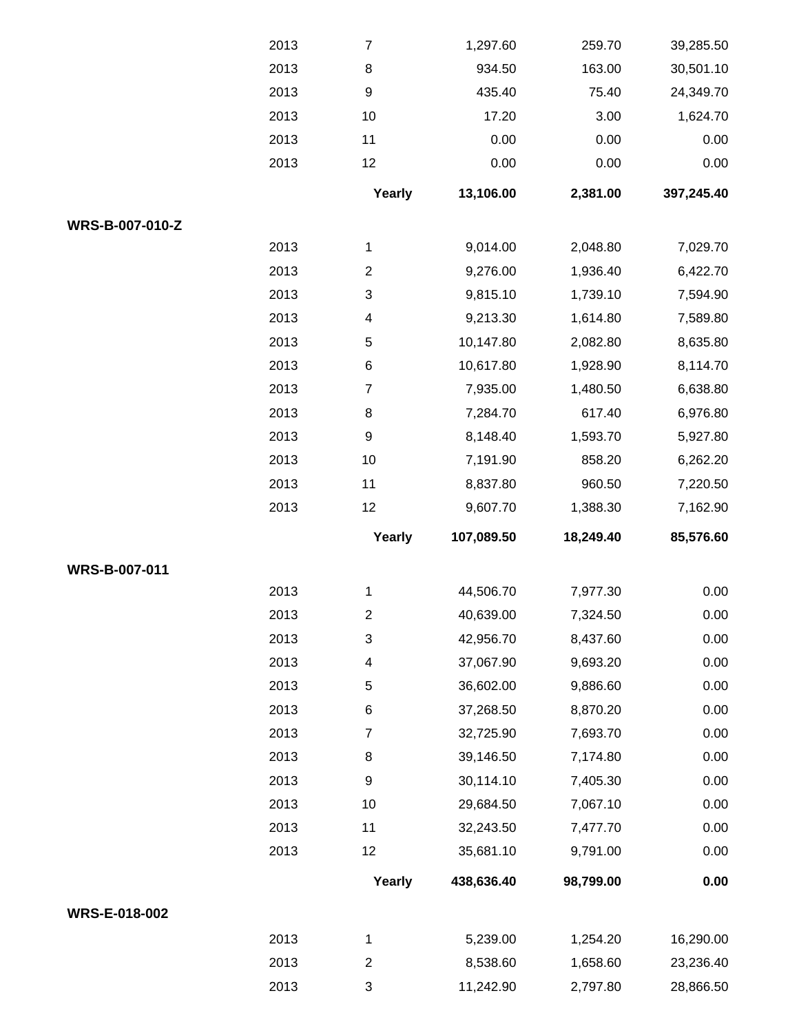| | | | | | |
|---|---|---|---|---|---|
| | 2013 | 7 | 1,297.60 | 259.70 | 39,285.50 |
| | 2013 | 8 | 934.50 | 163.00 | 30,501.10 |
| | 2013 | 9 | 435.40 | 75.40 | 24,349.70 |
| | 2013 | 10 | 17.20 | 3.00 | 1,624.70 |
| | 2013 | 11 | 0.00 | 0.00 | 0.00 |
| | 2013 | 12 | 0.00 | 0.00 | 0.00 |
| | | **Yearly** | **13,106.00** | **2,381.00** | **397,245.40** |
| **WRS-B-007-010-Z** | | | | | |
| | 2013 | 1 | 9,014.00 | 2,048.80 | 7,029.70 |
| | 2013 | 2 | 9,276.00 | 1,936.40 | 6,422.70 |
| | 2013 | 3 | 9,815.10 | 1,739.10 | 7,594.90 |
| | 2013 | 4 | 9,213.30 | 1,614.80 | 7,589.80 |
| | 2013 | 5 | 10,147.80 | 2,082.80 | 8,635.80 |
| | 2013 | 6 | 10,617.80 | 1,928.90 | 8,114.70 |
| | 2013 | 7 | 7,935.00 | 1,480.50 | 6,638.80 |
| | 2013 | 8 | 7,284.70 | 617.40 | 6,976.80 |
| | 2013 | 9 | 8,148.40 | 1,593.70 | 5,927.80 |
| | 2013 | 10 | 7,191.90 | 858.20 | 6,262.20 |
| | 2013 | 11 | 8,837.80 | 960.50 | 7,220.50 |
| | 2013 | 12 | 9,607.70 | 1,388.30 | 7,162.90 |
| | | **Yearly** | **107,089.50** | **18,249.40** | **85,576.60** |
| **WRS-B-007-011** | | | | | |
| | 2013 | 1 | 44,506.70 | 7,977.30 | 0.00 |
| | 2013 | 2 | 40,639.00 | 7,324.50 | 0.00 |
| | 2013 | 3 | 42,956.70 | 8,437.60 | 0.00 |
| | 2013 | 4 | 37,067.90 | 9,693.20 | 0.00 |
| | 2013 | 5 | 36,602.00 | 9,886.60 | 0.00 |
| | 2013 | 6 | 37,268.50 | 8,870.20 | 0.00 |
| | 2013 | 7 | 32,725.90 | 7,693.70 | 0.00 |
| | 2013 | 8 | 39,146.50 | 7,174.80 | 0.00 |
| | 2013 | 9 | 30,114.10 | 7,405.30 | 0.00 |
| | 2013 | 10 | 29,684.50 | 7,067.10 | 0.00 |
| | 2013 | 11 | 32,243.50 | 7,477.70 | 0.00 |
| | 2013 | 12 | 35,681.10 | 9,791.00 | 0.00 |
| | | **Yearly** | **438,636.40** | **98,799.00** | **0.00** |
| **WRS-E-018-002** | | | | | |
| | 2013 | 1 | 5,239.00 | 1,254.20 | 16,290.00 |
| | 2013 | 2 | 8,538.60 | 1,658.60 | 23,236.40 |
| | 2013 | 3 | 11,242.90 | 2,797.80 | 28,866.50 |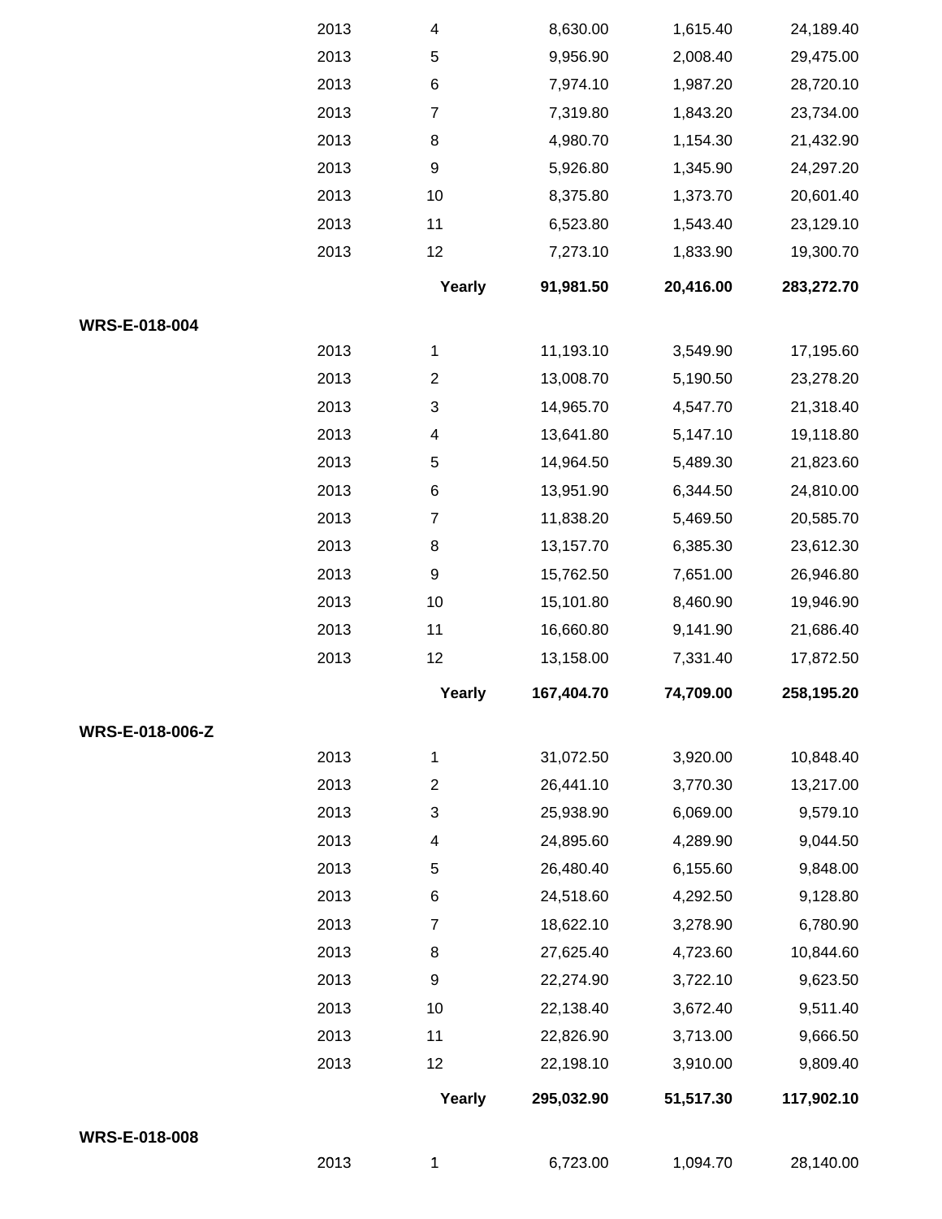| | | | | | |
|---|---|---|---|---|---|
| | 2013 | 4 | 8,630.00 | 1,615.40 | 24,189.40 |
| | 2013 | 5 | 9,956.90 | 2,008.40 | 29,475.00 |
| | 2013 | 6 | 7,974.10 | 1,987.20 | 28,720.10 |
| | 2013 | 7 | 7,319.80 | 1,843.20 | 23,734.00 |
| | 2013 | 8 | 4,980.70 | 1,154.30 | 21,432.90 |
| | 2013 | 9 | 5,926.80 | 1,345.90 | 24,297.20 |
| | 2013 | 10 | 8,375.80 | 1,373.70 | 20,601.40 |
| | 2013 | 11 | 6,523.80 | 1,543.40 | 23,129.10 |
| | 2013 | 12 | 7,273.10 | 1,833.90 | 19,300.70 |
| | | **Yearly** | **91,981.50** | **20,416.00** | **283,272.70** |
| **WRS-E-018-004** | | | | | |
| | 2013 | 1 | 11,193.10 | 3,549.90 | 17,195.60 |
| | 2013 | 2 | 13,008.70 | 5,190.50 | 23,278.20 |
| | 2013 | 3 | 14,965.70 | 4,547.70 | 21,318.40 |
| | 2013 | 4 | 13,641.80 | 5,147.10 | 19,118.80 |
| | 2013 | 5 | 14,964.50 | 5,489.30 | 21,823.60 |
| | 2013 | 6 | 13,951.90 | 6,344.50 | 24,810.00 |
| | 2013 | 7 | 11,838.20 | 5,469.50 | 20,585.70 |
| | 2013 | 8 | 13,157.70 | 6,385.30 | 23,612.30 |
| | 2013 | 9 | 15,762.50 | 7,651.00 | 26,946.80 |
| | 2013 | 10 | 15,101.80 | 8,460.90 | 19,946.90 |
| | 2013 | 11 | 16,660.80 | 9,141.90 | 21,686.40 |
| | 2013 | 12 | 13,158.00 | 7,331.40 | 17,872.50 |
| | | **Yearly** | **167,404.70** | **74,709.00** | **258,195.20** |
| **WRS-E-018-006-Z** | | | | | |
| | 2013 | 1 | 31,072.50 | 3,920.00 | 10,848.40 |
| | 2013 | 2 | 26,441.10 | 3,770.30 | 13,217.00 |
| | 2013 | 3 | 25,938.90 | 6,069.00 | 9,579.10 |
| | 2013 | 4 | 24,895.60 | 4,289.90 | 9,044.50 |
| | 2013 | 5 | 26,480.40 | 6,155.60 | 9,848.00 |
| | 2013 | 6 | 24,518.60 | 4,292.50 | 9,128.80 |
| | 2013 | 7 | 18,622.10 | 3,278.90 | 6,780.90 |
| | 2013 | 8 | 27,625.40 | 4,723.60 | 10,844.60 |
| | 2013 | 9 | 22,274.90 | 3,722.10 | 9,623.50 |
| | 2013 | 10 | 22,138.40 | 3,672.40 | 9,511.40 |
| | 2013 | 11 | 22,826.90 | 3,713.00 | 9,666.50 |
| | 2013 | 12 | 22,198.10 | 3,910.00 | 9,809.40 |
| | | **Yearly** | **295,032.90** | **51,517.30** | **117,902.10** |
| **WRS-E-018-008** | | | | | |
| | 2013 | 1 | 6,723.00 | 1,094.70 | 28,140.00 |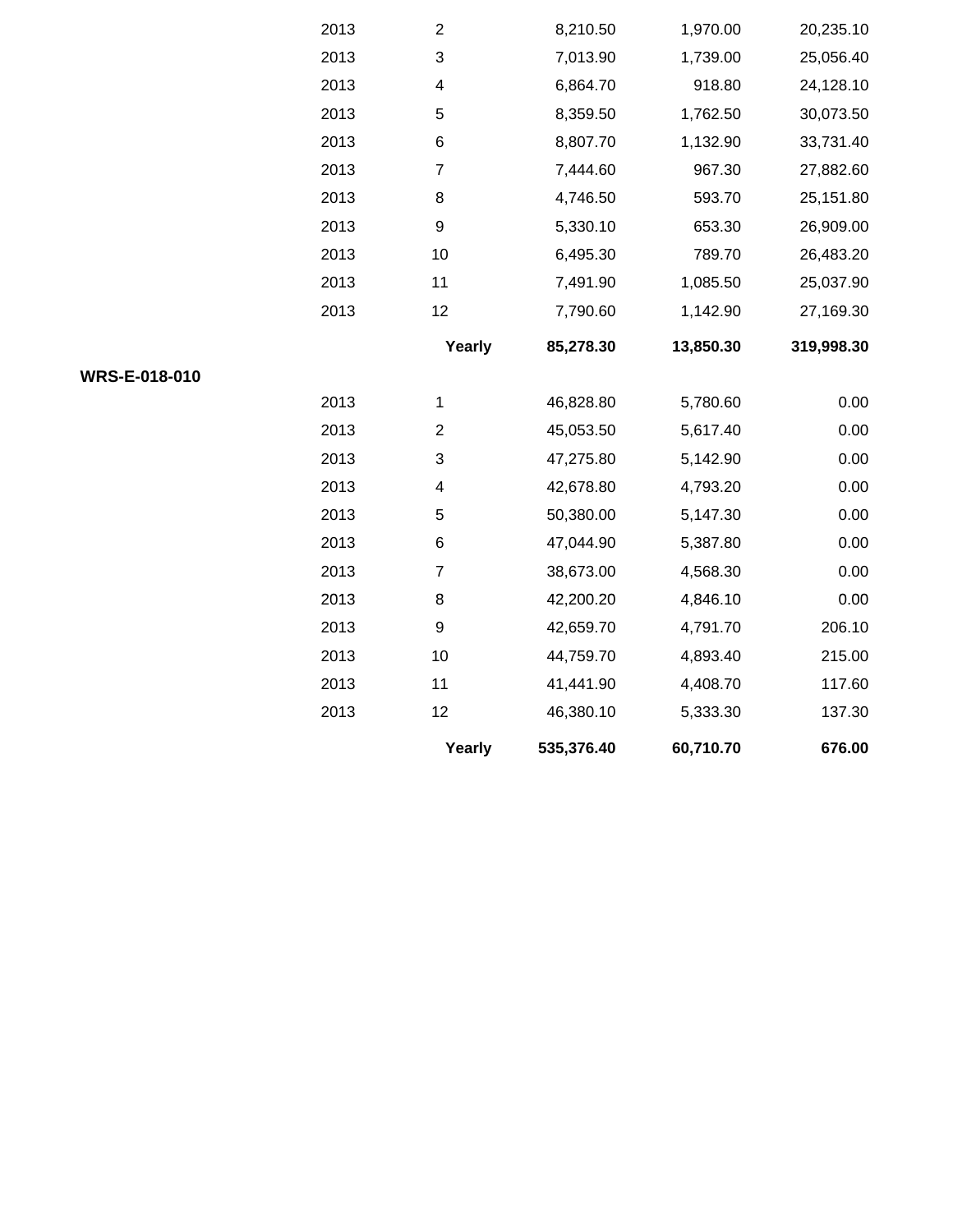| | | | | | |
|---|---|---|---|---|---|
| | 2013 | 2 | 8,210.50 | 1,970.00 | 20,235.10 |
| | 2013 | 3 | 7,013.90 | 1,739.00 | 25,056.40 |
| | 2013 | 4 | 6,864.70 | 918.80 | 24,128.10 |
| | 2013 | 5 | 8,359.50 | 1,762.50 | 30,073.50 |
| | 2013 | 6 | 8,807.70 | 1,132.90 | 33,731.40 |
| | 2013 | 7 | 7,444.60 | 967.30 | 27,882.60 |
| | 2013 | 8 | 4,746.50 | 593.70 | 25,151.80 |
| | 2013 | 9 | 5,330.10 | 653.30 | 26,909.00 |
| | 2013 | 10 | 6,495.30 | 789.70 | 26,483.20 |
| | 2013 | 11 | 7,491.90 | 1,085.50 | 25,037.90 |
| | 2013 | 12 | 7,790.60 | 1,142.90 | 27,169.30 |
| | | **Yearly** | **85,278.30** | **13,850.30** | **319,998.30** |
| **WRS-E-018-010** | | | | | |
| | 2013 | 1 | 46,828.80 | 5,780.60 | 0.00 |
| | 2013 | 2 | 45,053.50 | 5,617.40 | 0.00 |
| | 2013 | 3 | 47,275.80 | 5,142.90 | 0.00 |
| | 2013 | 4 | 42,678.80 | 4,793.20 | 0.00 |
| | 2013 | 5 | 50,380.00 | 5,147.30 | 0.00 |
| | 2013 | 6 | 47,044.90 | 5,387.80 | 0.00 |
| | 2013 | 7 | 38,673.00 | 4,568.30 | 0.00 |
| | 2013 | 8 | 42,200.20 | 4,846.10 | 0.00 |
| | 2013 | 9 | 42,659.70 | 4,791.70 | 206.10 |
| | 2013 | 10 | 44,759.70 | 4,893.40 | 215.00 |
| | 2013 | 11 | 41,441.90 | 4,408.70 | 117.60 |
| | 2013 | 12 | 46,380.10 | 5,333.30 | 137.30 |
| | | **Yearly** | **535,376.40** | **60,710.70** | **676.00** |